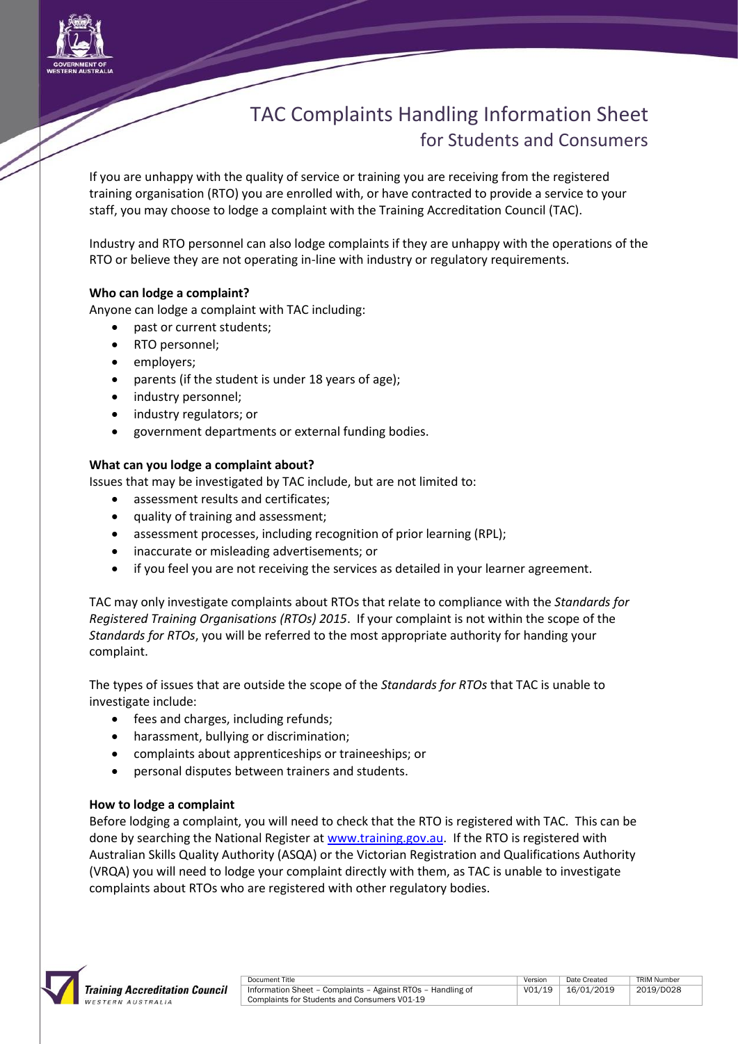# TAC Complaints Handling Information Sheet
## for Students and Consumers

If you are unhappy with the quality of service or training you are receiving from the registered training organisation (RTO) you are enrolled with, or have contracted to provide a service to your staff, you may choose to lodge a complaint with the Training Accreditation Council (TAC).

Industry and RTO personnel can also lodge complaints if they are unhappy with the operations of the RTO or believe they are not operating in-line with industry or regulatory requirements.

**Who can lodge a complaint?**

Anyone can lodge a complaint with TAC including:

- past or current students;
- RTO personnel;
- employers;
- parents (if the student is under 18 years of age);
- industry personnel;
- industry regulators; or
- government departments or external funding bodies.

**What can you lodge a complaint about?**

Issues that may be investigated by TAC include, but are not limited to:

- assessment results and certificates;
- quality of training and assessment;
- assessment processes, including recognition of prior learning (RPL);
- inaccurate or misleading advertisements; or
- if you feel you are not receiving the services as detailed in your learner agreement.

TAC may only investigate complaints about RTOs that relate to compliance with the *Standards for Registered Training Organisations (RTOs) 2015*. If your complaint is not within the scope of the *Standards for RTOs*, you will be referred to the most appropriate authority for handing your complaint.

The types of issues that are outside the scope of the *Standards for RTOs* that TAC is unable to investigate include:

- fees and charges, including refunds;
- harassment, bullying or discrimination;
- complaints about apprenticeships or traineeships; or
- personal disputes between trainers and students.

**How to lodge a complaint**

Before lodging a complaint, you will need to check that the RTO is registered with TAC. This can be done by searching the National Register at www.training.gov.au. If the RTO is registered with Australian Skills Quality Authority (ASQA) or the Victorian Registration and Qualifications Authority (VRQA) you will need to lodge your complaint directly with them, as TAC is unable to investigate complaints about RTOs who are registered with other regulatory bodies.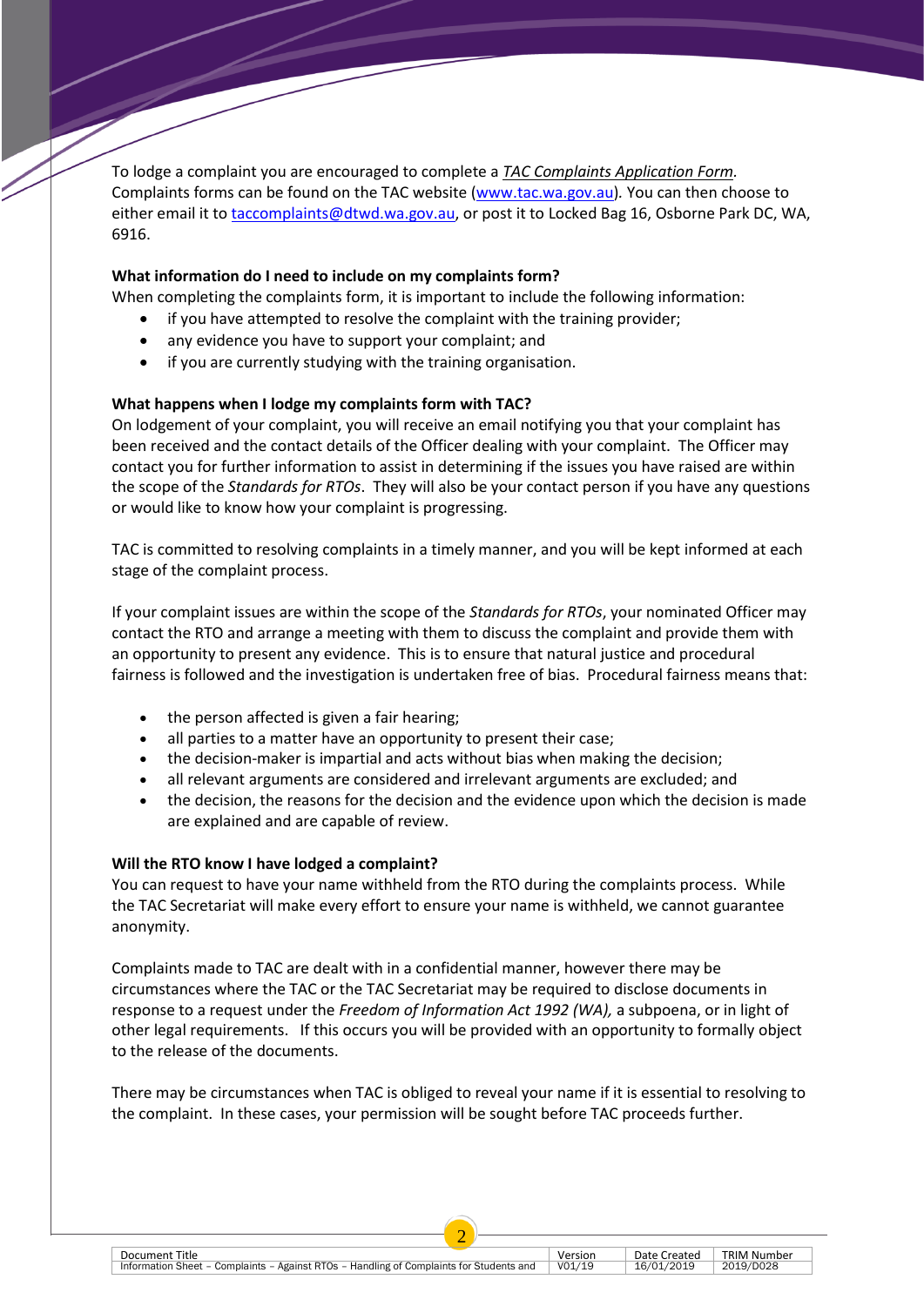To lodge a complaint you are encouraged to complete a *TAC Complaints Application Form.* Complaints forms can be found on the TAC website (www.tac.wa.gov.au). You can then choose to either email it to taccomplaints@dtwd.wa.gov.au, or post it to Locked Bag 16, Osborne Park DC, WA, 6916.

**What information do I need to include on my complaints form?**

When completing the complaints form, it is important to include the following information:

- if you have attempted to resolve the complaint with the training provider;
- any evidence you have to support your complaint; and
- if you are currently studying with the training organisation.

**What happens when I lodge my complaints form with TAC?**

On lodgement of your complaint, you will receive an email notifying you that your complaint has been received and the contact details of the Officer dealing with your complaint. The Officer may contact you for further information to assist in determining if the issues you have raised are within the scope of the *Standards for RTOs*. They will also be your contact person if you have any questions or would like to know how your complaint is progressing.

TAC is committed to resolving complaints in a timely manner, and you will be kept informed at each stage of the complaint process.

If your complaint issues are within the scope of the *Standards for RTOs*, your nominated Officer may contact the RTO and arrange a meeting with them to discuss the complaint and provide them with an opportunity to present any evidence. This is to ensure that natural justice and procedural fairness is followed and the investigation is undertaken free of bias. Procedural fairness means that:

- the person affected is given a fair hearing;
- all parties to a matter have an opportunity to present their case;
- the decision-maker is impartial and acts without bias when making the decision;
- all relevant arguments are considered and irrelevant arguments are excluded; and
- the decision, the reasons for the decision and the evidence upon which the decision is made are explained and are capable of review.

**Will the RTO know I have lodged a complaint?**

You can request to have your name withheld from the RTO during the complaints process. While the TAC Secretariat will make every effort to ensure your name is withheld, we cannot guarantee anonymity.

Complaints made to TAC are dealt with in a confidential manner, however there may be circumstances where the TAC or the TAC Secretariat may be required to disclose documents in response to a request under the *Freedom of Information Act 1992 (WA),* a subpoena, or in light of other legal requirements. If this occurs you will be provided with an opportunity to formally object to the release of the documents.

There may be circumstances when TAC is obliged to reveal your name if it is essential to resolving to the complaint. In these cases, your permission will be sought before TAC proceeds further.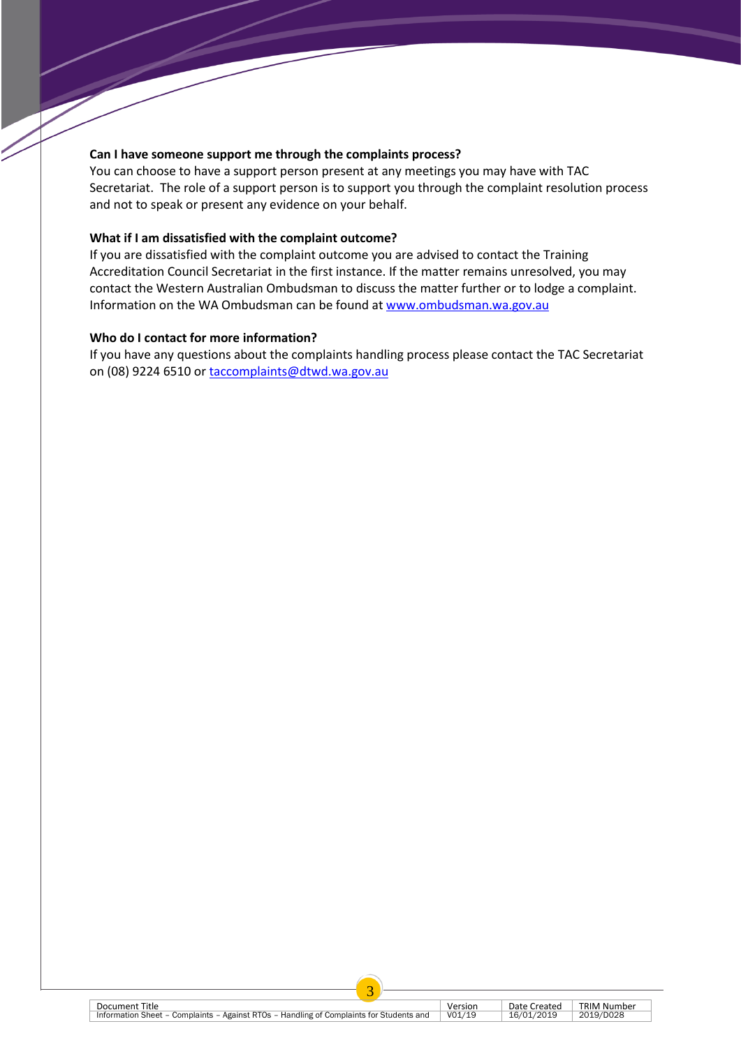**Can I have someone support me through the complaints process?**

You can choose to have a support person present at any meetings you may have with TAC Secretariat. The role of a support person is to support you through the complaint resolution process and not to speak or present any evidence on your behalf.

**What if I am dissatisfied with the complaint outcome?**

If you are dissatisfied with the complaint outcome you are advised to contact the Training Accreditation Council Secretariat in the first instance. If the matter remains unresolved, you may contact the Western Australian Ombudsman to discuss the matter further or to lodge a complaint. Information on the WA Ombudsman can be found at www.ombudsman.wa.gov.au

**Who do I contact for more information?**

If you have any questions about the complaints handling process please contact the TAC Secretariat on (08) 9224 6510 or taccomplaints@dtwd.wa.gov.au